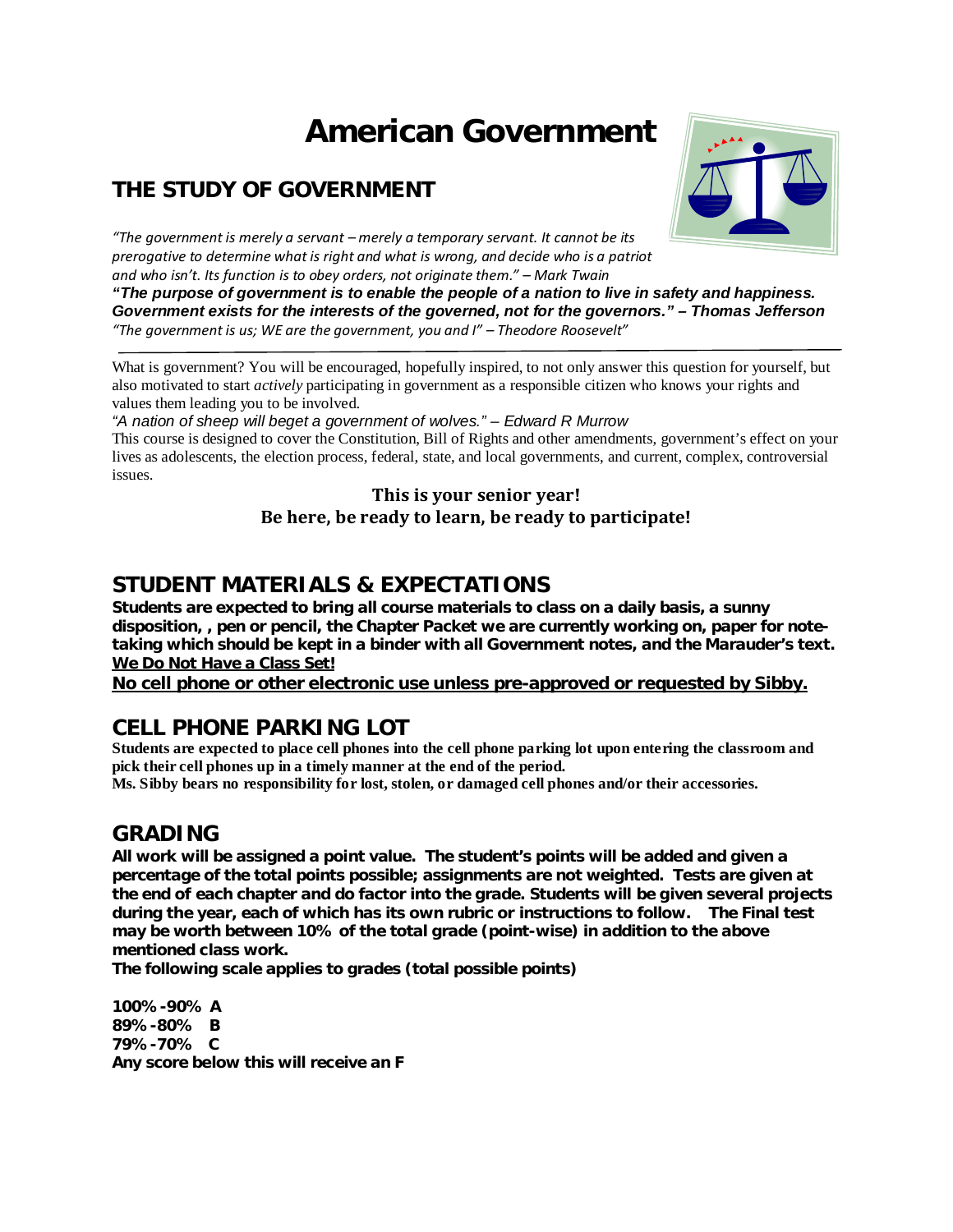# American Government

## THE STUDY OF GOVERNMENT

*"The government is merely a servant – merely a temporary servant. It cannot be its prerogative to determine what is right and what is wrong, and decide who is a patriot and who isn't. Its function is to obey orders, not originate them." – Mark Twain*

***"The purpose of government is to enable the people of a nation to live in safety and happiness. Government exists for the interests of the governed, not for the governors." – Thomas Jefferson***

*"The government is us; WE are the government, you and I" – Theodore Roosevelt"*

---

What is government? You will be encouraged, hopefully inspired, to not only answer this question for yourself, but also motivated to start *actively* participating in government as a responsible citizen who knows your rights and values them leading you to be involved.

*"A nation of sheep will beget a government of wolves." – Edward R Murrow*

This course is designed to cover the Constitution, Bill of Rights and other amendments, government's effect on your lives as adolescents, the election process, federal, state, and local governments, and current, complex, controversial issues.

**This is your senior year!**
**Be here, be ready to learn, be ready to participate!**

## STUDENT MATERIALS & EXPECTATIONS

**Students are expected to bring all course materials to class on a daily basis, a sunny disposition, , pen or pencil, the Chapter Packet we are currently working on, paper for note-taking which should be kept in a binder with all Government notes, and the Marauder's text.**
**We Do Not Have a Class Set!**
**No cell phone or other electronic use unless pre-approved or requested by Sibby.**

## CELL PHONE PARKING LOT

**Students are expected to place cell phones into the cell phone parking lot upon entering the classroom and pick their cell phones up in a timely manner at the end of the period.**
**Ms. Sibby bears no responsibility for lost, stolen, or damaged cell phones and/or their accessories.**

## GRADING

**All work will be assigned a point value. The student's points will be added and given a percentage of the total points possible; assignments are not weighted. Tests are given at the end of each chapter and do factor into the grade. Students will be given several projects during the year, each of which has its own rubric or instructions to follow. The Final test may be worth between 10% of the total grade (point-wise) in addition to the above mentioned class work.**
**The following scale applies to grades (total possible points)**

**100%-90% A**
**89%-80% B**
**79%-70% C**
**Any score below this will receive an F**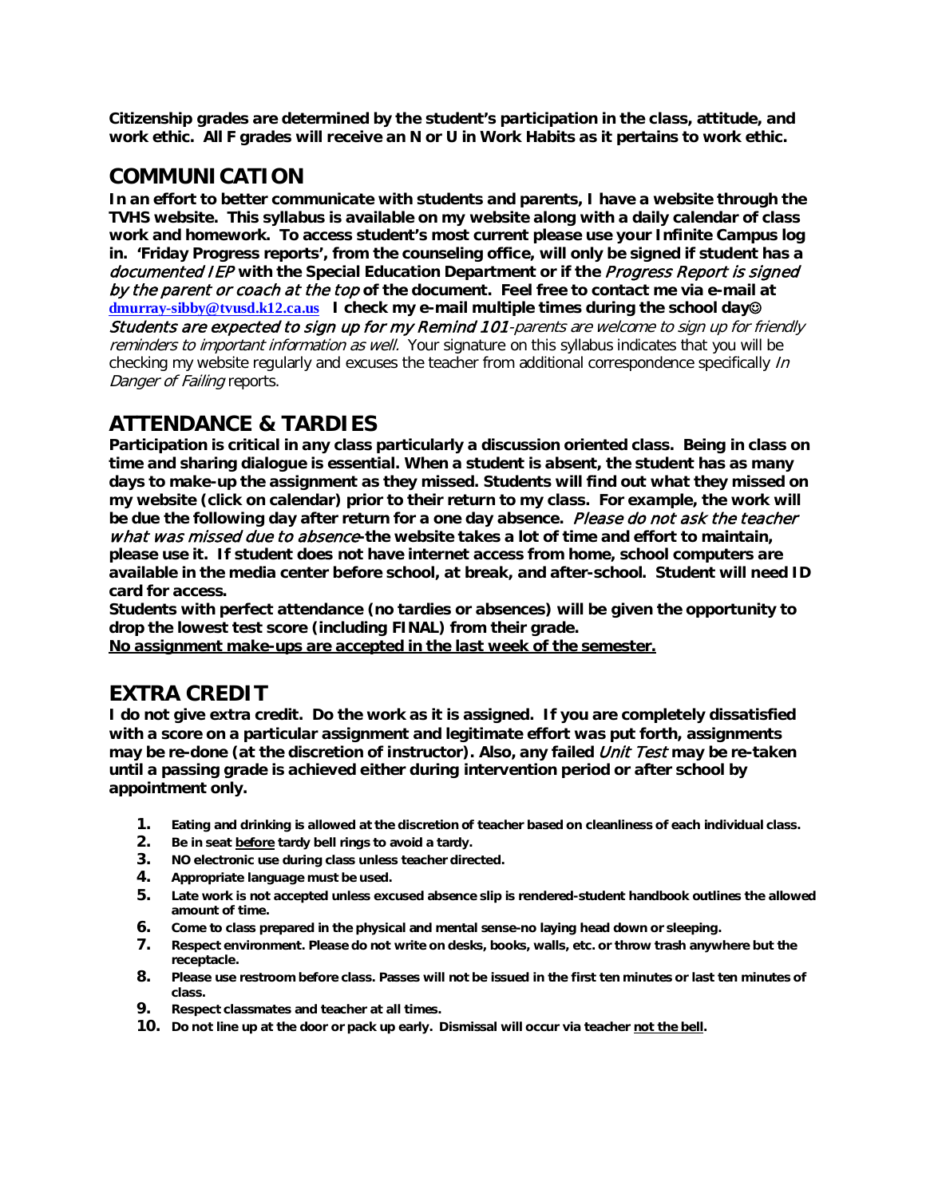**Citizenship grades are determined by the student's participation in the class, attitude, and work ethic. All F grades will receive an N or U in Work Habits as it pertains to work ethic.**

## COMMUNICATION

**In an effort to better communicate with students and parents, I have a website through the TVHS website. This syllabus is available on my website along with a daily calendar of class work and homework. To access student's most current please use your Infinite Campus log in. 'Friday Progress reports', from the counseling office, will only be signed if student has a *documented IEP* with the Special Education Department or if the *Progress Report is signed by the parent or coach at the top* of the document. Feel free to contact me via e-mail at dmurray-sibby@tvusd.k12.ca.us I check my e-mail multiple times during the school day☺** *Students are expected to sign up for my Remind 101-parents are welcome to sign up for friendly reminders to important information as well.* Your signature on this syllabus indicates that you will be checking my website regularly and excuses the teacher from additional correspondence specifically *In Danger of Failing* reports.

## ATTENDANCE & TARDIES

**Participation is critical in any class particularly a discussion oriented class. Being in class on time and sharing dialogue is essential. When a student is absent, the student has as many days to make-up the assignment as they missed. Students will find out what they missed on my website (click on calendar) prior to their return to my class. For example, the work will be due the following day after return for a one day absence.** *Please do not ask the teacher what was missed due to absence***-the website takes a lot of time and effort to maintain, please use it. If student does not have internet access from home, school computers are available in the media center before school, at break, and after-school. Student will need ID card for access.**

**Students with perfect attendance (no tardies or absences) will be given the opportunity to drop the lowest test score (including FINAL) from their grade.**

**<u>No assignment make-ups are accepted in the last week of the semester.</u>**

## EXTRA CREDIT

**I do not give extra credit. Do the work as it is assigned. If you are completely dissatisfied with a score on a particular assignment and legitimate effort was put forth, assignments may be re-done (at the discretion of instructor). Also, any failed *Unit Test* may be re-taken until a passing grade is achieved either during intervention period or after school by appointment only.**

1. **Eating and drinking is allowed at the discretion of teacher based on cleanliness of each individual class.**
2. **Be in seat <u>before</u> tardy bell rings to avoid a tardy.**
3. **NO electronic use during class unless teacher directed.**
4. **Appropriate language must be used.**
5. **Late work is not accepted unless excused absence slip is rendered-student handbook outlines the allowed amount of time.**
6. **Come to class prepared in the physical and mental sense-no laying head down or sleeping.**
7. **Respect environment. Please do not write on desks, books, walls, etc. or throw trash anywhere but the receptacle.**
8. **Please use restroom before class. Passes will not be issued in the first ten minutes or last ten minutes of class.**
9. **Respect classmates and teacher at all times.**
10. **Do not line up at the door or pack up early. Dismissal will occur via teacher <u>not the bell</u>.**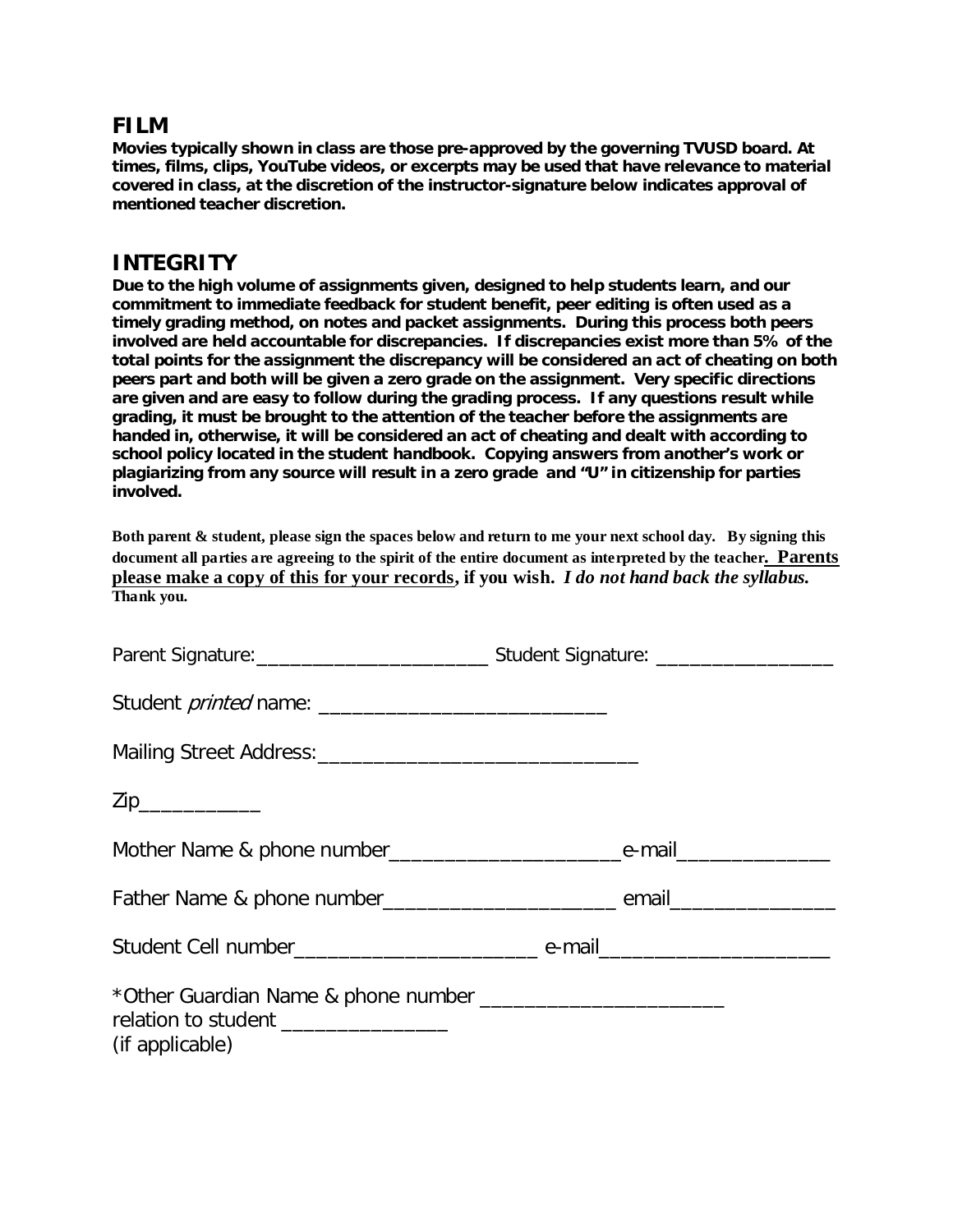## FILM

**Movies typically shown in class are those pre-approved by the governing TVUSD board. At times, films, clips, YouTube videos, or excerpts may be used that have relevance to material covered in class, at the discretion of the instructor-signature below indicates approval of mentioned teacher discretion.**

## INTEGRITY

**Due to the high volume of assignments given, designed to help students learn, and our commitment to immediate feedback for student benefit, peer editing is often used as a timely grading method, on notes and packet assignments. During this process both peers involved are held accountable for discrepancies. If discrepancies exist more than 5% of the total points for the assignment the discrepancy will be considered an act of cheating on both peers part and both will be given a zero grade on the assignment. Very specific directions are given and are easy to follow during the grading process. If any questions result while grading, it must be brought to the attention of the teacher before the assignments are handed in, otherwise, it will be considered an act of cheating and dealt with according to school policy located in the student handbook. Copying answers from another's work or plagiarizing from any source will result in a zero grade and "U" in citizenship for parties involved.**

**Both parent & student, please sign the spaces below and return to me your next school day. By signing this document all parties are agreeing to the spirit of the entire document as interpreted by the teacher. <u>Parents please make a copy of this for your records</u>, if you wish. *I do not hand back the syllabus.* Thank you.**

Parent Signature:______________________ Student Signature: ________________

Student *printed* name: __________________________

Mailing Street Address:_____________________________

Zip__________

Mother Name & phone number_____________________e-mail_____________

Father Name & phone number_____________________ email______________

Student Cell number______________________ e-mail____________________

*Other Guardian Name & phone number ______________________
relation to student ______________
(if applicable)